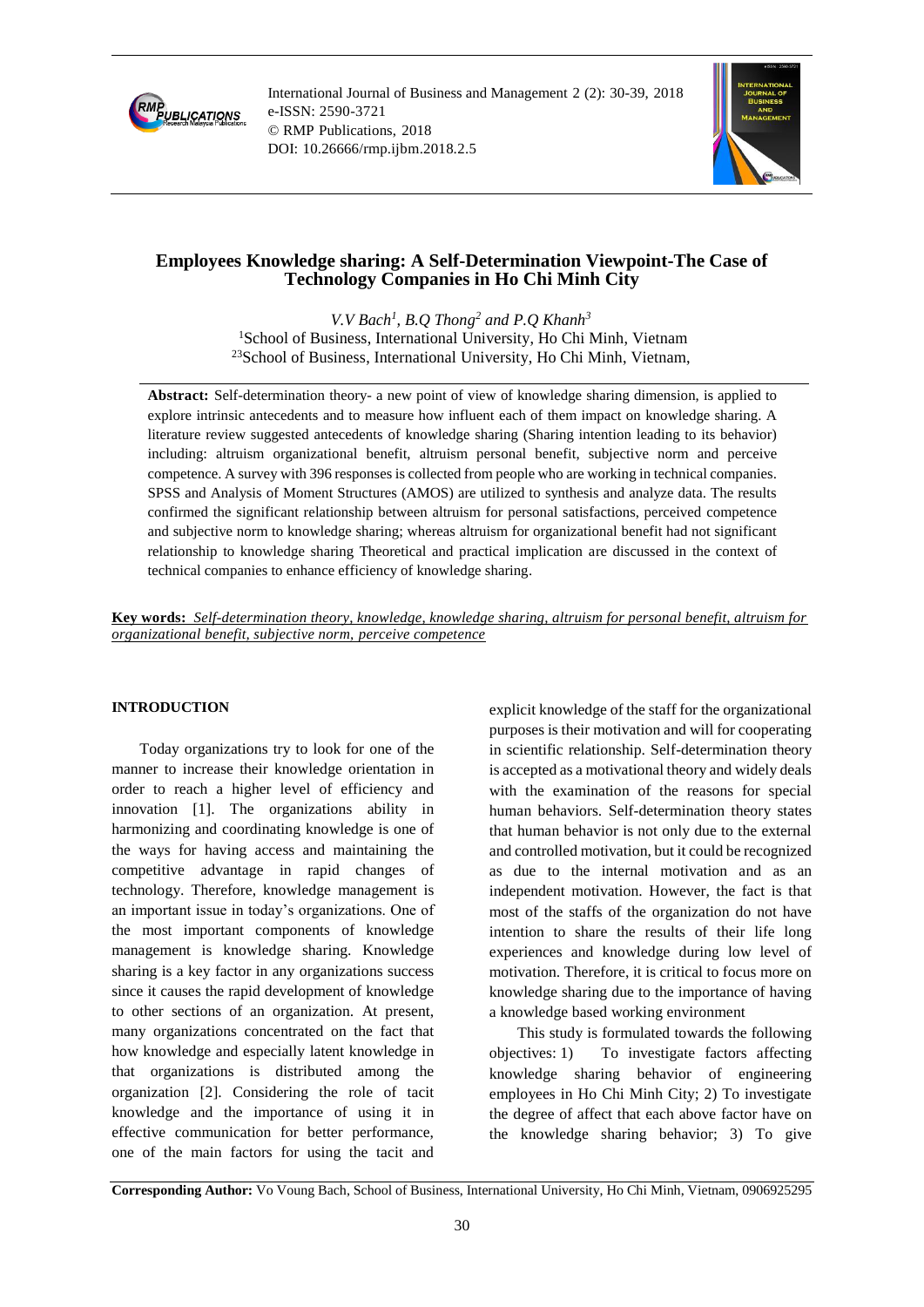# Employees Knowledge sharing: A Self-Determination Viewpoint-The Case of Technology Companies in Ho Chi Minh City

*V.V Bach*[1], *B.Q Thong*[2] *and P.Q Khanh*[3]

[1]School of Business, International University, Ho Chi Minh, Vietnam

[23]School of Business, International University, Ho Chi Minh, Vietnam,

**Abstract:** Self-determination theory- a new point of view of knowledge sharing dimension, is applied to explore intrinsic antecedents and to measure how influent each of them impact on knowledge sharing. A literature review suggested antecedents of knowledge sharing (Sharing intention leading to its behavior) including: altruism organizational benefit, altruism personal benefit, subjective norm and perceive competence. A survey with 396 responses is collected from people who are working in technical companies. SPSS and Analysis of Moment Structures (AMOS) are utilized to synthesis and analyze data. The results confirmed the significant relationship between altruism for personal satisfactions, perceived competence and subjective norm to knowledge sharing; whereas altruism for organizational benefit had not significant relationship to knowledge sharing Theoretical and practical implication are discussed in the context of technical companies to enhance efficiency of knowledge sharing.

**Key words:** *Self-determination theory, knowledge, knowledge sharing, altruism for personal benefit, altruism for organizational benefit, subjective norm, perceive competence*

## INTRODUCTION

Today organizations try to look for one of the manner to increase their knowledge orientation in order to reach a higher level of efficiency and innovation [1]. The organizations ability in harmonizing and coordinating knowledge is one of the ways for having access and maintaining the competitive advantage in rapid changes of technology. Therefore, knowledge management is an important issue in today's organizations. One of the most important components of knowledge management is knowledge sharing. Knowledge sharing is a key factor in any organizations success since it causes the rapid development of knowledge to other sections of an organization. At present, many organizations concentrated on the fact that how knowledge and especially latent knowledge in that organizations is distributed among the organization [2]. Considering the role of tacit knowledge and the importance of using it in effective communication for better performance, one of the main factors for using the tacit and explicit knowledge of the staff for the organizational purposes is their motivation and will for cooperating in scientific relationship. Self-determination theory is accepted as a motivational theory and widely deals with the examination of the reasons for special human behaviors. Self-determination theory states that human behavior is not only due to the external and controlled motivation, but it could be recognized as due to the internal motivation and as an independent motivation. However, the fact is that most of the staffs of the organization do not have intention to share the results of their life long experiences and knowledge during low level of motivation. Therefore, it is critical to focus more on knowledge sharing due to the importance of having a knowledge based working environment

This study is formulated towards the following objectives: 1) To investigate factors affecting knowledge sharing behavior of engineering employees in Ho Chi Minh City; 2) To investigate the degree of affect that each above factor have on the knowledge sharing behavior; 3) To give

**Corresponding Author:** Vo Voung Bach, School of Business, International University, Ho Chi Minh, Vietnam, 0906925295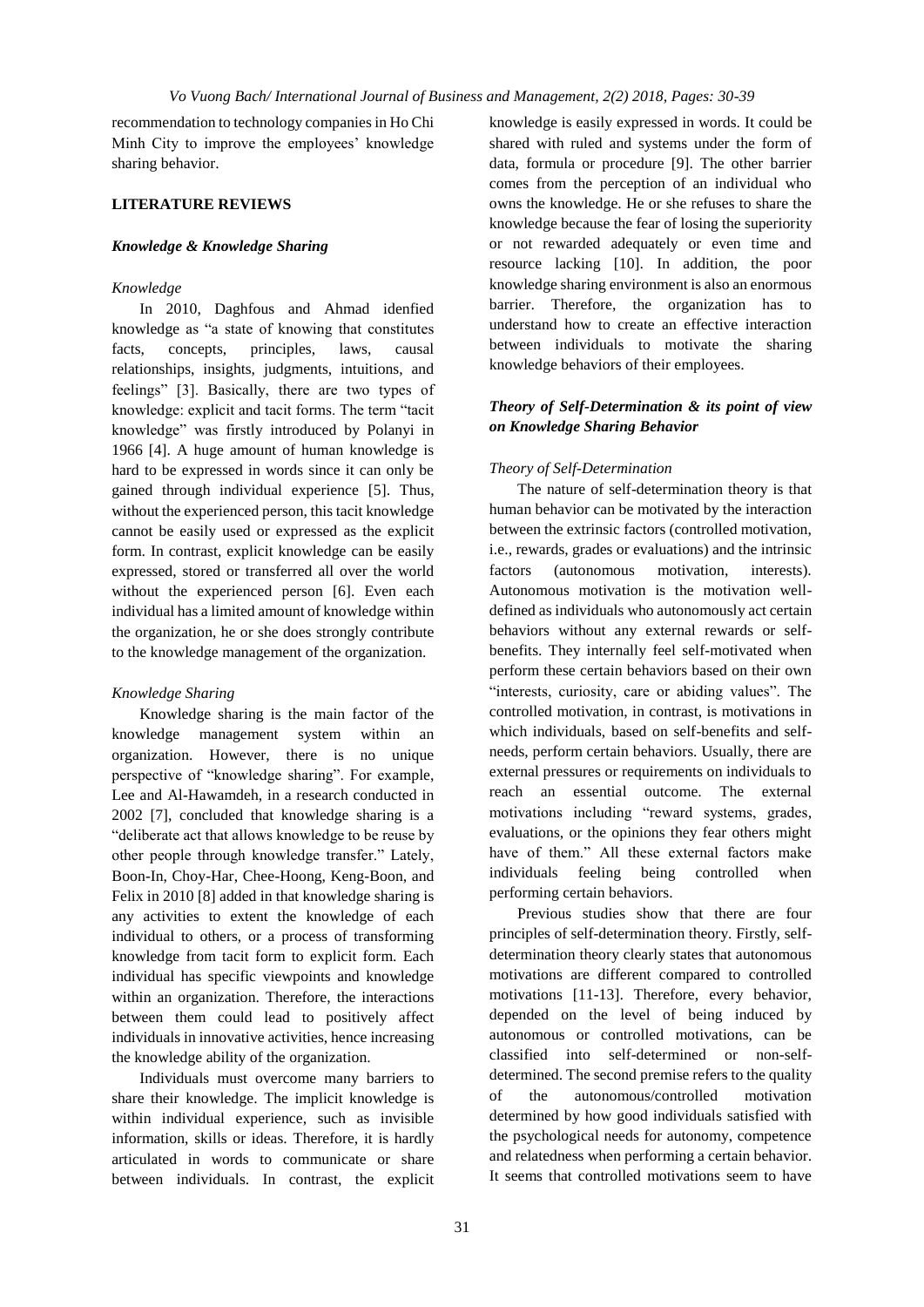recommendation to technology companies in Ho Chi Minh City to improve the employees' knowledge sharing behavior.

## LITERATURE REVIEWS

### *Knowledge & Knowledge Sharing*

#### *Knowledge*

In 2010, Daghfous and Ahmad idenfied knowledge as "a state of knowing that constitutes facts, concepts, principles, laws, causal relationships, insights, judgments, intuitions, and feelings" [3]. Basically, there are two types of knowledge: explicit and tacit forms. The term "tacit knowledge" was firstly introduced by Polanyi in 1966 [4]. A huge amount of human knowledge is hard to be expressed in words since it can only be gained through individual experience [5]. Thus, without the experienced person, this tacit knowledge cannot be easily used or expressed as the explicit form. In contrast, explicit knowledge can be easily expressed, stored or transferred all over the world without the experienced person [6]. Even each individual has a limited amount of knowledge within the organization, he or she does strongly contribute to the knowledge management of the organization.

#### *Knowledge Sharing*

Knowledge sharing is the main factor of the knowledge management system within an organization. However, there is no unique perspective of "knowledge sharing". For example, Lee and Al-Hawamdeh, in a research conducted in 2002 [7], concluded that knowledge sharing is a "deliberate act that allows knowledge to be reuse by other people through knowledge transfer." Lately, Boon-In, Choy-Har, Chee-Hoong, Keng-Boon, and Felix in 2010 [8] added in that knowledge sharing is any activities to extent the knowledge of each individual to others, or a process of transforming knowledge from tacit form to explicit form. Each individual has specific viewpoints and knowledge within an organization. Therefore, the interactions between them could lead to positively affect individuals in innovative activities, hence increasing the knowledge ability of the organization.

Individuals must overcome many barriers to share their knowledge. The implicit knowledge is within individual experience, such as invisible information, skills or ideas. Therefore, it is hardly articulated in words to communicate or share between individuals. In contrast, the explicit knowledge is easily expressed in words. It could be shared with ruled and systems under the form of data, formula or procedure [9]. The other barrier comes from the perception of an individual who owns the knowledge. He or she refuses to share the knowledge because the fear of losing the superiority or not rewarded adequately or even time and resource lacking [10]. In addition, the poor knowledge sharing environment is also an enormous barrier. Therefore, the organization has to understand how to create an effective interaction between individuals to motivate the sharing knowledge behaviors of their employees.

### *Theory of Self-Determination & its point of view on Knowledge Sharing Behavior*

#### *Theory of Self-Determination*

The nature of self-determination theory is that human behavior can be motivated by the interaction between the extrinsic factors (controlled motivation, i.e., rewards, grades or evaluations) and the intrinsic factors (autonomous motivation, interests). Autonomous motivation is the motivation well-defined as individuals who autonomously act certain behaviors without any external rewards or self-benefits. They internally feel self-motivated when perform these certain behaviors based on their own "interests, curiosity, care or abiding values". The controlled motivation, in contrast, is motivations in which individuals, based on self-benefits and self-needs, perform certain behaviors. Usually, there are external pressures or requirements on individuals to reach an essential outcome. The external motivations including "reward systems, grades, evaluations, or the opinions they fear others might have of them." All these external factors make individuals feeling being controlled when performing certain behaviors.

Previous studies show that there are four principles of self-determination theory. Firstly, self-determination theory clearly states that autonomous motivations are different compared to controlled motivations [11-13]. Therefore, every behavior, depended on the level of being induced by autonomous or controlled motivations, can be classified into self-determined or non-self-determined. The second premise refers to the quality of the autonomous/controlled motivation determined by how good individuals satisfied with the psychological needs for autonomy, competence and relatedness when performing a certain behavior. It seems that controlled motivations seem to have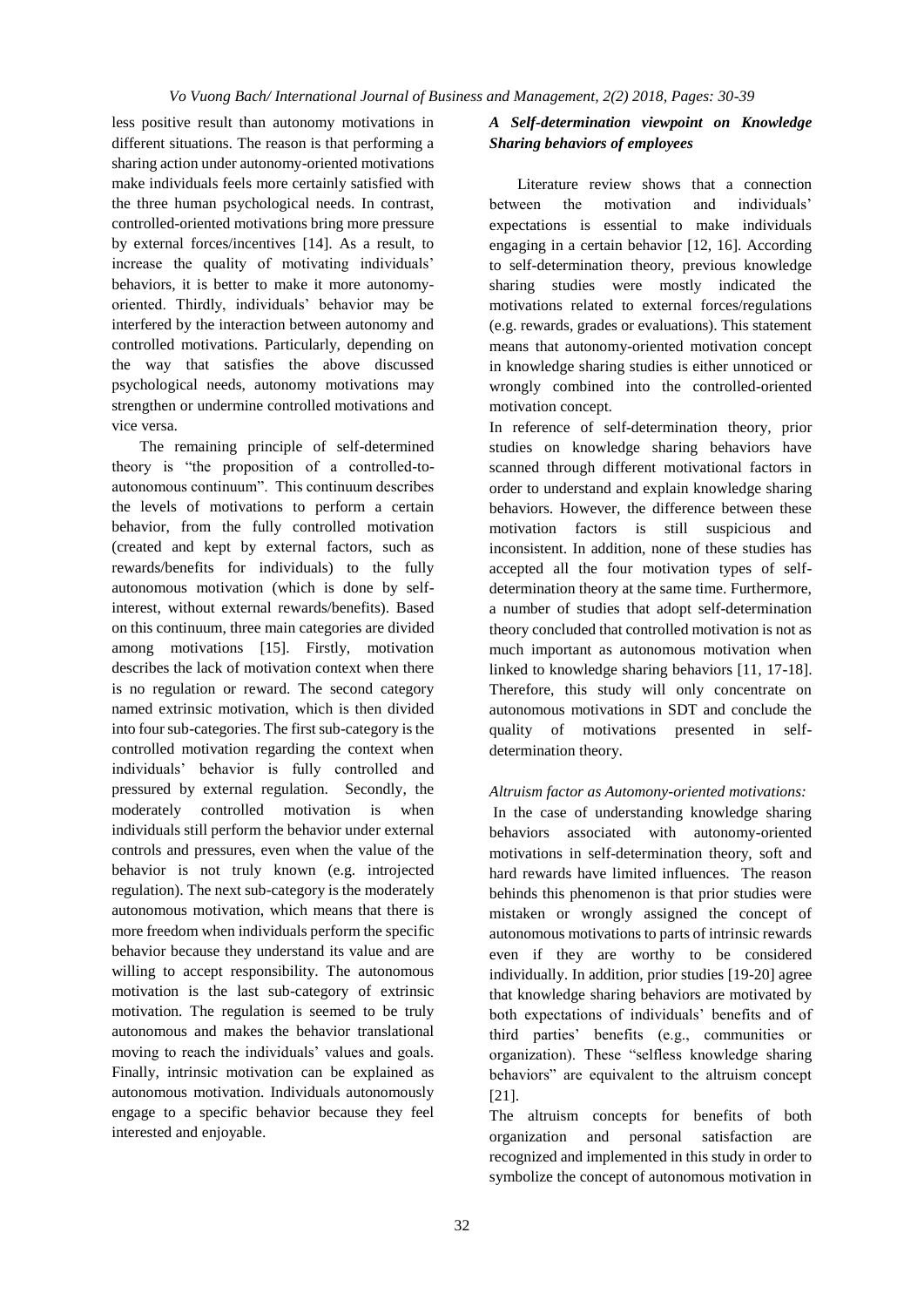less positive result than autonomy motivations in different situations. The reason is that performing a sharing action under autonomy-oriented motivations make individuals feels more certainly satisfied with the three human psychological needs. In contrast, controlled-oriented motivations bring more pressure by external forces/incentives [14]. As a result, to increase the quality of motivating individuals' behaviors, it is better to make it more autonomy-oriented. Thirdly, individuals' behavior may be interfered by the interaction between autonomy and controlled motivations. Particularly, depending on the way that satisfies the above discussed psychological needs, autonomy motivations may strengthen or undermine controlled motivations and vice versa.

The remaining principle of self-determined theory is "the proposition of a controlled-to-autonomous continuum". This continuum describes the levels of motivations to perform a certain behavior, from the fully controlled motivation (created and kept by external factors, such as rewards/benefits for individuals) to the fully autonomous motivation (which is done by self-interest, without external rewards/benefits). Based on this continuum, three main categories are divided among motivations [15]. Firstly, motivation describes the lack of motivation context when there is no regulation or reward. The second category named extrinsic motivation, which is then divided into four sub-categories. The first sub-category is the controlled motivation regarding the context when individuals' behavior is fully controlled and pressured by external regulation. Secondly, the moderately controlled motivation is when individuals still perform the behavior under external controls and pressures, even when the value of the behavior is not truly known (e.g. introjected regulation). The next sub-category is the moderately autonomous motivation, which means that there is more freedom when individuals perform the specific behavior because they understand its value and are willing to accept responsibility. The autonomous motivation is the last sub-category of extrinsic motivation. The regulation is seemed to be truly autonomous and makes the behavior translational moving to reach the individuals' values and goals. Finally, intrinsic motivation can be explained as autonomous motivation. Individuals autonomously engage to a specific behavior because they feel interested and enjoyable.

### *A Self-determination viewpoint on Knowledge Sharing behaviors of employees*

Literature review shows that a connection between the motivation and individuals' expectations is essential to make individuals engaging in a certain behavior [12, 16]. According to self-determination theory, previous knowledge sharing studies were mostly indicated the motivations related to external forces/regulations (e.g. rewards, grades or evaluations). This statement means that autonomy-oriented motivation concept in knowledge sharing studies is either unnoticed or wrongly combined into the controlled-oriented motivation concept.

In reference of self-determination theory, prior studies on knowledge sharing behaviors have scanned through different motivational factors in order to understand and explain knowledge sharing behaviors. However, the difference between these motivation factors is still suspicious and inconsistent. In addition, none of these studies has accepted all the four motivation types of self-determination theory at the same time. Furthermore, a number of studies that adopt self-determination theory concluded that controlled motivation is not as much important as autonomous motivation when linked to knowledge sharing behaviors [11, 17-18]. Therefore, this study will only concentrate on autonomous motivations in SDT and conclude the quality of motivations presented in self-determination theory.

*Altruism factor as Automony-oriented motivations:*

In the case of understanding knowledge sharing behaviors associated with autonomy-oriented motivations in self-determination theory, soft and hard rewards have limited influences. The reason behinds this phenomenon is that prior studies were mistaken or wrongly assigned the concept of autonomous motivations to parts of intrinsic rewards even if they are worthy to be considered individually. In addition, prior studies [19-20] agree that knowledge sharing behaviors are motivated by both expectations of individuals' benefits and of third parties' benefits (e.g., communities or organization). These "selfless knowledge sharing behaviors" are equivalent to the altruism concept [21].

The altruism concepts for benefits of both organization and personal satisfaction are recognized and implemented in this study in order to symbolize the concept of autonomous motivation in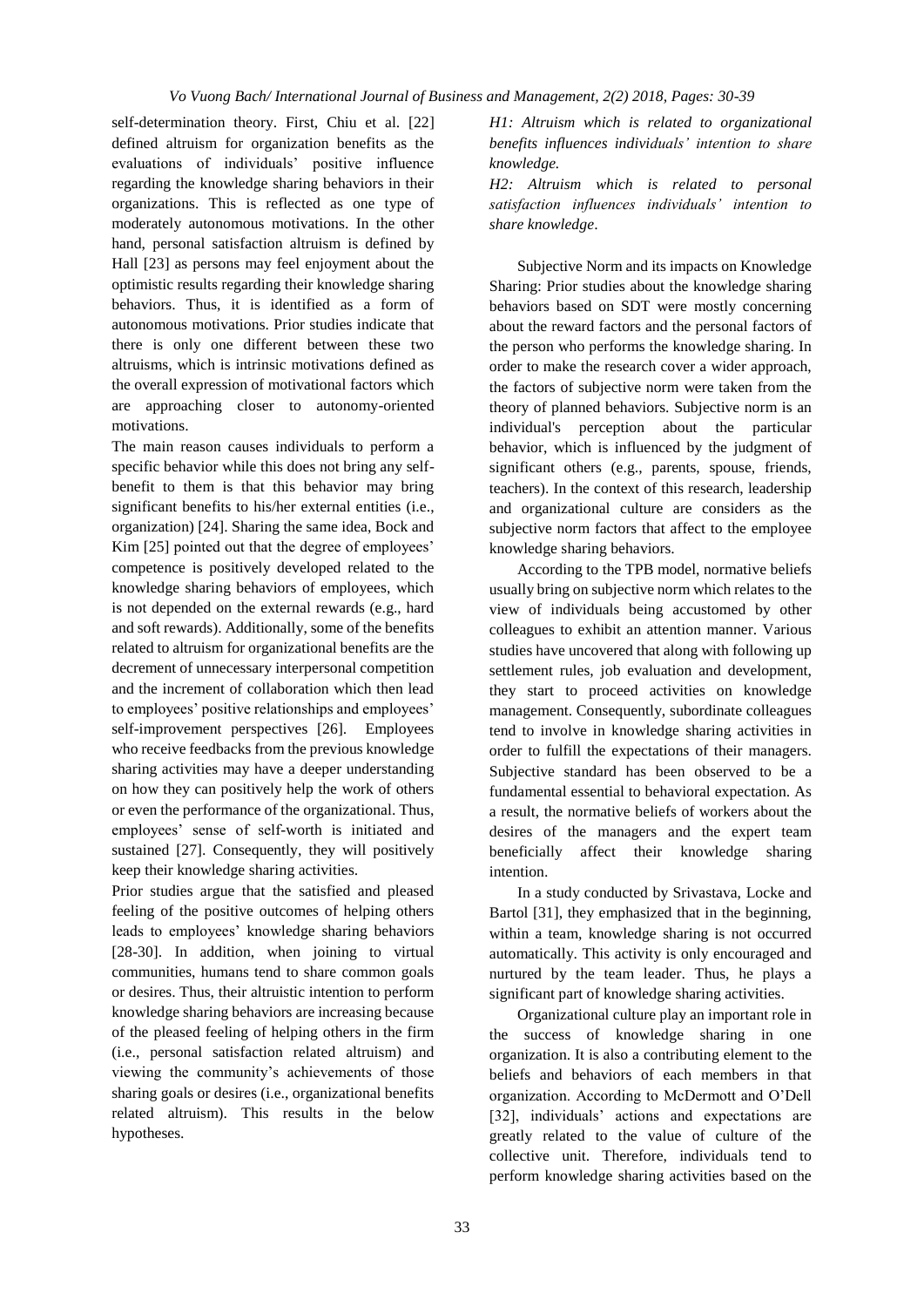self-determination theory. First, Chiu et al. [22] defined altruism for organization benefits as the evaluations of individuals' positive influence regarding the knowledge sharing behaviors in their organizations. This is reflected as one type of moderately autonomous motivations. In the other hand, personal satisfaction altruism is defined by Hall [23] as persons may feel enjoyment about the optimistic results regarding their knowledge sharing behaviors. Thus, it is identified as a form of autonomous motivations. Prior studies indicate that there is only one different between these two altruisms, which is intrinsic motivations defined as the overall expression of motivational factors which are approaching closer to autonomy-oriented motivations.

The main reason causes individuals to perform a specific behavior while this does not bring any self-benefit to them is that this behavior may bring significant benefits to his/her external entities (i.e., organization) [24]. Sharing the same idea, Bock and Kim [25] pointed out that the degree of employees' competence is positively developed related to the knowledge sharing behaviors of employees, which is not depended on the external rewards (e.g., hard and soft rewards). Additionally, some of the benefits related to altruism for organizational benefits are the decrement of unnecessary interpersonal competition and the increment of collaboration which then lead to employees' positive relationships and employees' self-improvement perspectives [26]. Employees who receive feedbacks from the previous knowledge sharing activities may have a deeper understanding on how they can positively help the work of others or even the performance of the organizational. Thus, employees' sense of self-worth is initiated and sustained [27]. Consequently, they will positively keep their knowledge sharing activities.

Prior studies argue that the satisfied and pleased feeling of the positive outcomes of helping others leads to employees' knowledge sharing behaviors [28-30]. In addition, when joining to virtual communities, humans tend to share common goals or desires. Thus, their altruistic intention to perform knowledge sharing behaviors are increasing because of the pleased feeling of helping others in the firm (i.e., personal satisfaction related altruism) and viewing the community's achievements of those sharing goals or desires (i.e., organizational benefits related altruism). This results in the below hypotheses.

*H1: Altruism which is related to organizational benefits influences individuals' intention to share knowledge.*

*H2: Altruism which is related to personal satisfaction influences individuals' intention to share knowledge.*

Subjective Norm and its impacts on Knowledge Sharing: Prior studies about the knowledge sharing behaviors based on SDT were mostly concerning about the reward factors and the personal factors of the person who performs the knowledge sharing. In order to make the research cover a wider approach, the factors of subjective norm were taken from the theory of planned behaviors. Subjective norm is an individual's perception about the particular behavior, which is influenced by the judgment of significant others (e.g., parents, spouse, friends, teachers). In the context of this research, leadership and organizational culture are considers as the subjective norm factors that affect to the employee knowledge sharing behaviors.

According to the TPB model, normative beliefs usually bring on subjective norm which relates to the view of individuals being accustomed by other colleagues to exhibit an attention manner. Various studies have uncovered that along with following up settlement rules, job evaluation and development, they start to proceed activities on knowledge management. Consequently, subordinate colleagues tend to involve in knowledge sharing activities in order to fulfill the expectations of their managers. Subjective standard has been observed to be a fundamental essential to behavioral expectation. As a result, the normative beliefs of workers about the desires of the managers and the expert team beneficially affect their knowledge sharing intention.

In a study conducted by Srivastava, Locke and Bartol [31], they emphasized that in the beginning, within a team, knowledge sharing is not occurred automatically. This activity is only encouraged and nurtured by the team leader. Thus, he plays a significant part of knowledge sharing activities.

Organizational culture play an important role in the success of knowledge sharing in one organization. It is also a contributing element to the beliefs and behaviors of each members in that organization. According to McDermott and O'Dell [32], individuals' actions and expectations are greatly related to the value of culture of the collective unit. Therefore, individuals tend to perform knowledge sharing activities based on the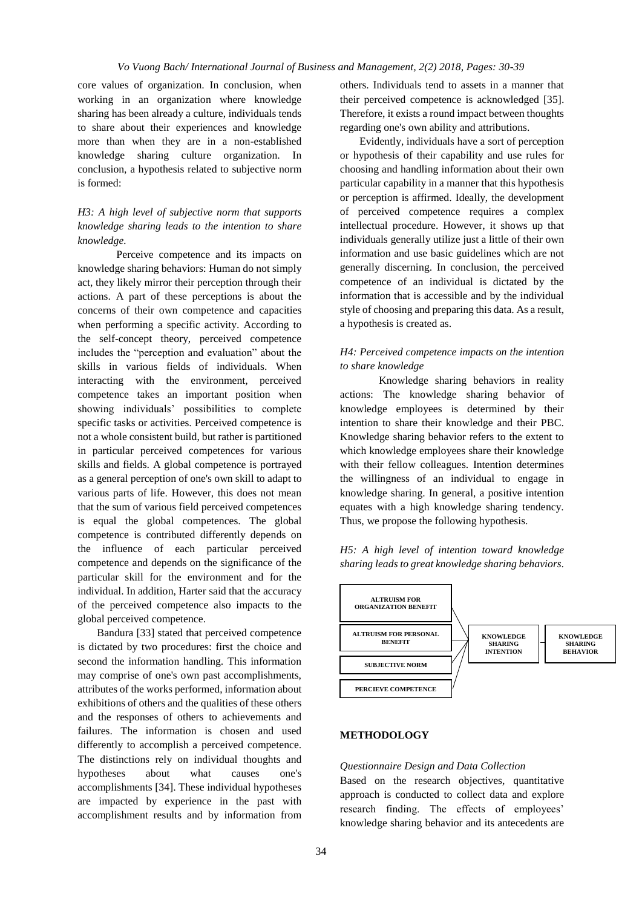core values of organization. In conclusion, when working in an organization where knowledge sharing has been already a culture, individuals tends to share about their experiences and knowledge more than when they are in a non-established knowledge sharing culture organization. In conclusion, a hypothesis related to subjective norm is formed:

*H3: A high level of subjective norm that supports knowledge sharing leads to the intention to share knowledge.*

Perceive competence and its impacts on knowledge sharing behaviors: Human do not simply act, they likely mirror their perception through their actions. A part of these perceptions is about the concerns of their own competence and capacities when performing a specific activity. According to the self-concept theory, perceived competence includes the "perception and evaluation" about the skills in various fields of individuals. When interacting with the environment, perceived competence takes an important position when showing individuals' possibilities to complete specific tasks or activities. Perceived competence is not a whole consistent build, but rather is partitioned in particular perceived competences for various skills and fields. A global competence is portrayed as a general perception of one's own skill to adapt to various parts of life. However, this does not mean that the sum of various field perceived competences is equal the global competences. The global competence is contributed differently depends on the influence of each particular perceived competence and depends on the significance of the particular skill for the environment and for the individual. In addition, Harter said that the accuracy of the perceived competence also impacts to the global perceived competence.

Bandura [33] stated that perceived competence is dictated by two procedures: first the choice and second the information handling. This information may comprise of one's own past accomplishments, attributes of the works performed, information about exhibitions of others and the qualities of these others and the responses of others to achievements and failures. The information is chosen and used differently to accomplish a perceived competence. The distinctions rely on individual thoughts and hypotheses about what causes one's accomplishments [34]. These individual hypotheses are impacted by experience in the past with accomplishment results and by information from others. Individuals tend to assets in a manner that their perceived competence is acknowledged [35]. Therefore, it exists a round impact between thoughts regarding one's own ability and attributions.

Evidently, individuals have a sort of perception or hypothesis of their capability and use rules for choosing and handling information about their own particular capability in a manner that this hypothesis or perception is affirmed. Ideally, the development of perceived competence requires a complex intellectual procedure. However, it shows up that individuals generally utilize just a little of their own information and use basic guidelines which are not generally discerning. In conclusion, the perceived competence of an individual is dictated by the information that is accessible and by the individual style of choosing and preparing this data. As a result, a hypothesis is created as.

*H4: Perceived competence impacts on the intention to share knowledge*

Knowledge sharing behaviors in reality actions: The knowledge sharing behavior of knowledge employees is determined by their intention to share their knowledge and their PBC. Knowledge sharing behavior refers to the extent to which knowledge employees share their knowledge with their fellow colleagues. Intention determines the willingness of an individual to engage in knowledge sharing. In general, a positive intention equates with a high knowledge sharing tendency. Thus, we propose the following hypothesis.

*H5: A high level of intention toward knowledge sharing leads to great knowledge sharing behaviors.*

ALTRUISM FOR ORGANIZATION BENEFIT
ALTRUISM FOR PERSONAL BENEFIT
SUBJECTIVE NORM
PERCIEVE COMPETENCE
KNOWLEDGE SHARING INTENTION
KNOWLEDGE SHARING BEHAVIOR

## METHODOLOGY

### *Questionnaire Design and Data Collection*

Based on the research objectives, quantitative approach is conducted to collect data and explore research finding. The effects of employees' knowledge sharing behavior and its antecedents are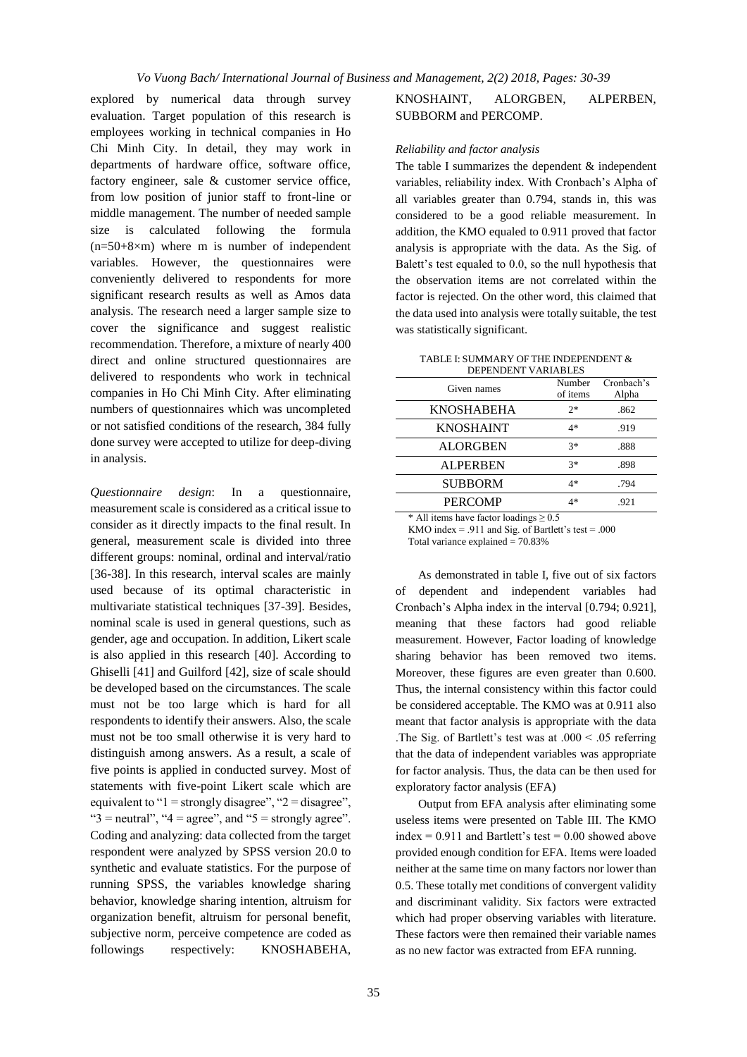explored by numerical data through survey evaluation. Target population of this research is employees working in technical companies in Ho Chi Minh City. In detail, they may work in departments of hardware office, software office, factory engineer, sale & customer service office, from low position of junior staff to front-line or middle management. The number of needed sample size is calculated following the formula ($n=50+8\times m$) where m is number of independent variables. However, the questionnaires were conveniently delivered to respondents for more significant research results as well as Amos data analysis. The research need a larger sample size to cover the significance and suggest realistic recommendation. Therefore, a mixture of nearly 400 direct and online structured questionnaires are delivered to respondents who work in technical companies in Ho Chi Minh City. After eliminating numbers of questionnaires which was uncompleted or not satisfied conditions of the research, 384 fully done survey were accepted to utilize for deep-diving in analysis.

*Questionnaire design*: In a questionnaire, measurement scale is considered as a critical issue to consider as it directly impacts to the final result. In general, measurement scale is divided into three different groups: nominal, ordinal and interval/ratio [36-38]. In this research, interval scales are mainly used because of its optimal characteristic in multivariate statistical techniques [37-39]. Besides, nominal scale is used in general questions, such as gender, age and occupation. In addition, Likert scale is also applied in this research [40]. According to Ghiselli [41] and Guilford [42], size of scale should be developed based on the circumstances. The scale must not be too large which is hard for all respondents to identify their answers. Also, the scale must not be too small otherwise it is very hard to distinguish among answers. As a result, a scale of five points is applied in conducted survey. Most of statements with five-point Likert scale which are equivalent to "1 = strongly disagree", "2 = disagree", "3 = neutral", "4 = agree", and "5 = strongly agree". Coding and analyzing: data collected from the target respondent were analyzed by SPSS version 20.0 to synthetic and evaluate statistics. For the purpose of running SPSS, the variables knowledge sharing behavior, knowledge sharing intention, altruism for organization benefit, altruism for personal benefit, subjective norm, perceive competence are coded as followings respectively: KNOSHABEHA, KNOSHAINT, ALORGBEN, ALPERBEN, SUBBORM and PERCOMP.

*Reliability and factor analysis*

The table I summarizes the dependent & independent variables, reliability index. With Cronbach's Alpha of all variables greater than 0.794, stands in, this was considered to be a good reliable measurement. In addition, the KMO equaled to 0.911 proved that factor analysis is appropriate with the data. As the Sig. of Balett's test equaled to 0.0, so the null hypothesis that the observation items are not correlated within the factor is rejected. On the other word, this claimed that the data used into analysis were totally suitable, the test was statistically significant.

TABLE I: SUMMARY OF THE INDEPENDENT & DEPENDENT VARIABLES

| Given names | Number of items | Cronbach's Alpha |
|---|---|---|
| KNOSHABEHA | 2* | .862 |
| KNOSHAINT | 4* | .919 |
| ALORGBEN | 3* | .888 |
| ALPERBEN | 3* | .898 |
| SUBBORM | 4* | .794 |
| PERCOMP | 4* | .921 |

* All items have factor loadings ≥ 0.5
KMO index = .911 and Sig. of Bartlett's test = .000
Total variance explained = 70.83%

As demonstrated in table I, five out of six factors of dependent and independent variables had Cronbach's Alpha index in the interval [0.794; 0.921], meaning that these factors had good reliable measurement. However, Factor loading of knowledge sharing behavior has been removed two items. Moreover, these figures are even greater than 0.600. Thus, the internal consistency within this factor could be considered acceptable. The KMO was at 0.911 also meant that factor analysis is appropriate with the data .The Sig. of Bartlett's test was at $.000 < .05$ referring that the data of independent variables was appropriate for factor analysis. Thus, the data can be then used for exploratory factor analysis (EFA)

Output from EFA analysis after eliminating some useless items were presented on Table III. The KMO index = 0.911 and Bartlett's test = 0.00 showed above provided enough condition for EFA. Items were loaded neither at the same time on many factors nor lower than 0.5. These totally met conditions of convergent validity and discriminant validity. Six factors were extracted which had proper observing variables with literature. These factors were then remained their variable names as no new factor was extracted from EFA running.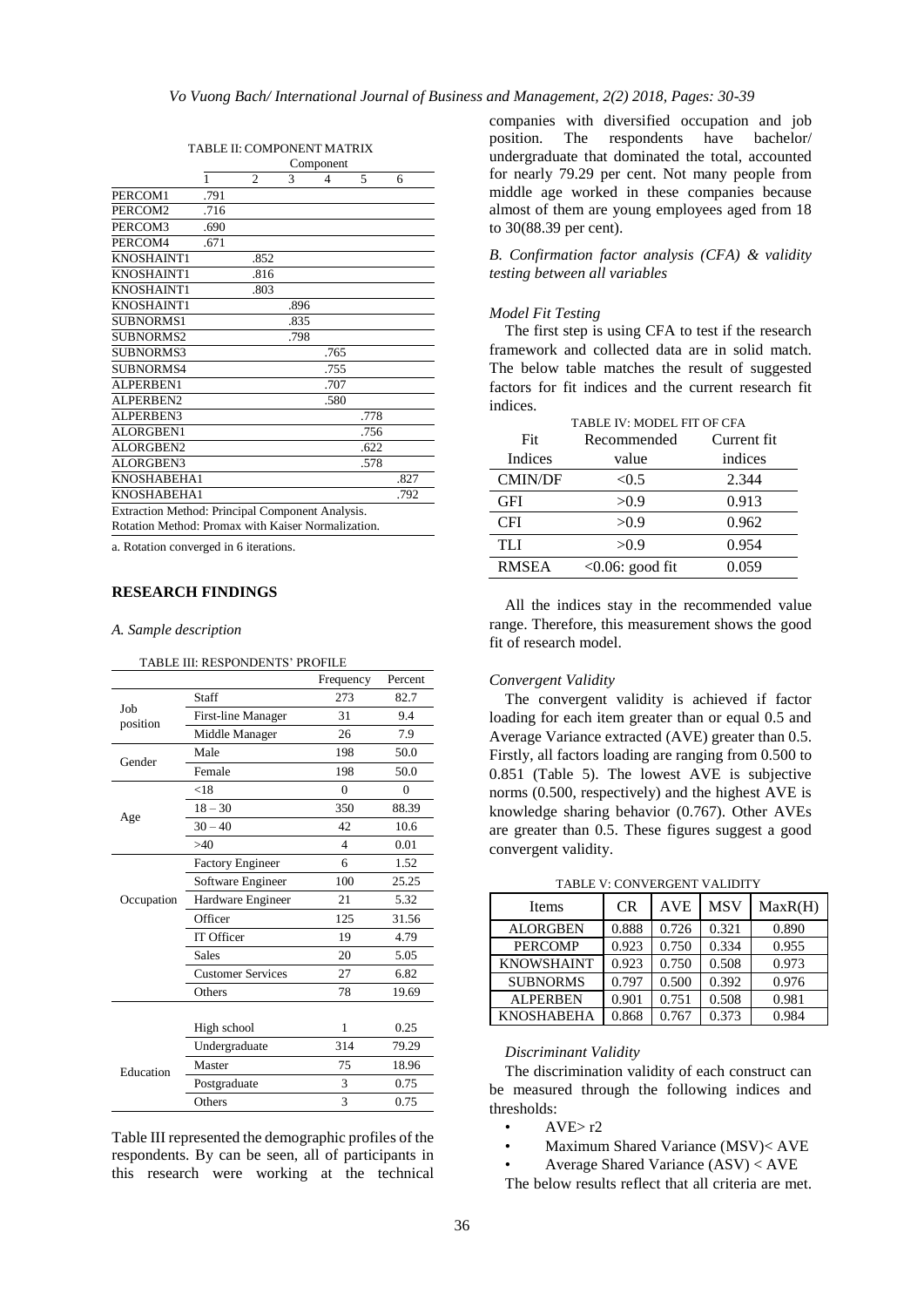TABLE II: COMPONENT MATRIX

| | Component | | | | | |
|---|---|---|---|---|---|---|
| | 1 | 2 | 3 | 4 | 5 | 6 |
| PERCOM1 | .791 | | | | | |
| PERCOM2 | .716 | | | | | |
| PERCOM3 | .690 | | | | | |
| PERCOM4 | .671 | | | | | |
| KNOSHAINT1 | | .852 | | | | |
| KNOSHAINT1 | | .816 | | | | |
| KNOSHAINT1 | | .803 | | | | |
| KNOSHAINT1 | | | .896 | | | |
| SUBNORMS1 | | | .835 | | | |
| SUBNORMS2 | | | .798 | | | |
| SUBNORMS3 | | | | .765 | | |
| SUBNORMS4 | | | | .755 | | |
| ALPERBEN1 | | | | .707 | | |
| ALPERBEN2 | | | | .580 | | |
| ALPERBEN3 | | | | | .778 | |
| ALORGBEN1 | | | | | .756 | |
| ALORGBEN2 | | | | | .622 | |
| ALORGBEN3 | | | | | .578 | |
| KNOSHABEHA1 | | | | | | .827 |
| KNOSHABEHA1 | | | | | | .792 |

Extraction Method: Principal Component Analysis.
Rotation Method: Promax with Kaiser Normalization.

a. Rotation converged in 6 iterations.

## RESEARCH FINDINGS

### *A. Sample description*

TABLE III: RESPONDENTS' PROFILE

| | | Frequency | Percent |
|---|---|---|---|
| Job position | Staff | 273 | 82.7 |
| | First-line Manager | 31 | 9.4 |
| | Middle Manager | 26 | 7.9 |
| Gender | Male | 198 | 50.0 |
| | Female | 198 | 50.0 |
| Age | <18 | 0 | 0 |
| | 18 – 30 | 350 | 88.39 |
| | 30 – 40 | 42 | 10.6 |
| | >40 | 4 | 0.01 |
| Occupation | Factory Engineer | 6 | 1.52 |
| | Software Engineer | 100 | 25.25 |
| | Hardware Engineer | 21 | 5.32 |
| | Officer | 125 | 31.56 |
| | IT Officer | 19 | 4.79 |
| | Sales | 20 | 5.05 |
| | Customer Services | 27 | 6.82 |
| | Others | 78 | 19.69 |
| Education | High school | 1 | 0.25 |
| | Undergraduate | 314 | 79.29 |
| | Master | 75 | 18.96 |
| | Postgraduate | 3 | 0.75 |
| | Others | 3 | 0.75 |

Table III represented the demographic profiles of the respondents. By can be seen, all of participants in this research were working at the technical companies with diversified occupation and job position. The respondents have bachelor/ undergraduate that dominated the total, accounted for nearly 79.29 per cent. Not many people from middle age worked in these companies because almost of them are young employees aged from 18 to 30(88.39 per cent).

### *B. Confirmation factor analysis (CFA) & validity testing between all variables*

#### *Model Fit Testing*

The first step is using CFA to test if the research framework and collected data are in solid match. The below table matches the result of suggested factors for fit indices and the current research fit indices.

TABLE IV: MODEL FIT OF CFA

| Fit Indices | Recommended value | Current fit indices |
|---|---|---|
| CMIN/DF | <0.5 | 2.344 |
| GFI | >0.9 | 0.913 |
| CFI | >0.9 | 0.962 |
| TLI | >0.9 | 0.954 |
| RMSEA | <0.06: good fit | 0.059 |

All the indices stay in the recommended value range. Therefore, this measurement shows the good fit of research model.

#### *Convergent Validity*

The convergent validity is achieved if factor loading for each item greater than or equal 0.5 and Average Variance extracted (AVE) greater than 0.5. Firstly, all factors loading are ranging from 0.500 to 0.851 (Table 5). The lowest AVE is subjective norms (0.500, respectively) and the highest AVE is knowledge sharing behavior (0.767). Other AVEs are greater than 0.5. These figures suggest a good convergent validity.

TABLE V: CONVERGENT VALIDITY

| Items | CR | AVE | MSV | MaxR(H) |
|---|---|---|---|---|
| ALORGBEN | 0.888 | 0.726 | 0.321 | 0.890 |
| PERCOMP | 0.923 | 0.750 | 0.334 | 0.955 |
| KNOWSHAINT | 0.923 | 0.750 | 0.508 | 0.973 |
| SUBNORMS | 0.797 | 0.500 | 0.392 | 0.976 |
| ALPERBEN | 0.901 | 0.751 | 0.508 | 0.981 |
| KNOSHABEHA | 0.868 | 0.767 | 0.373 | 0.984 |

#### *Discriminant Validity*

The discrimination validity of each construct can be measured through the following indices and thresholds:

- AVE> r2
- Maximum Shared Variance (MSV)< AVE
- Average Shared Variance (ASV) < AVE

The below results reflect that all criteria are met.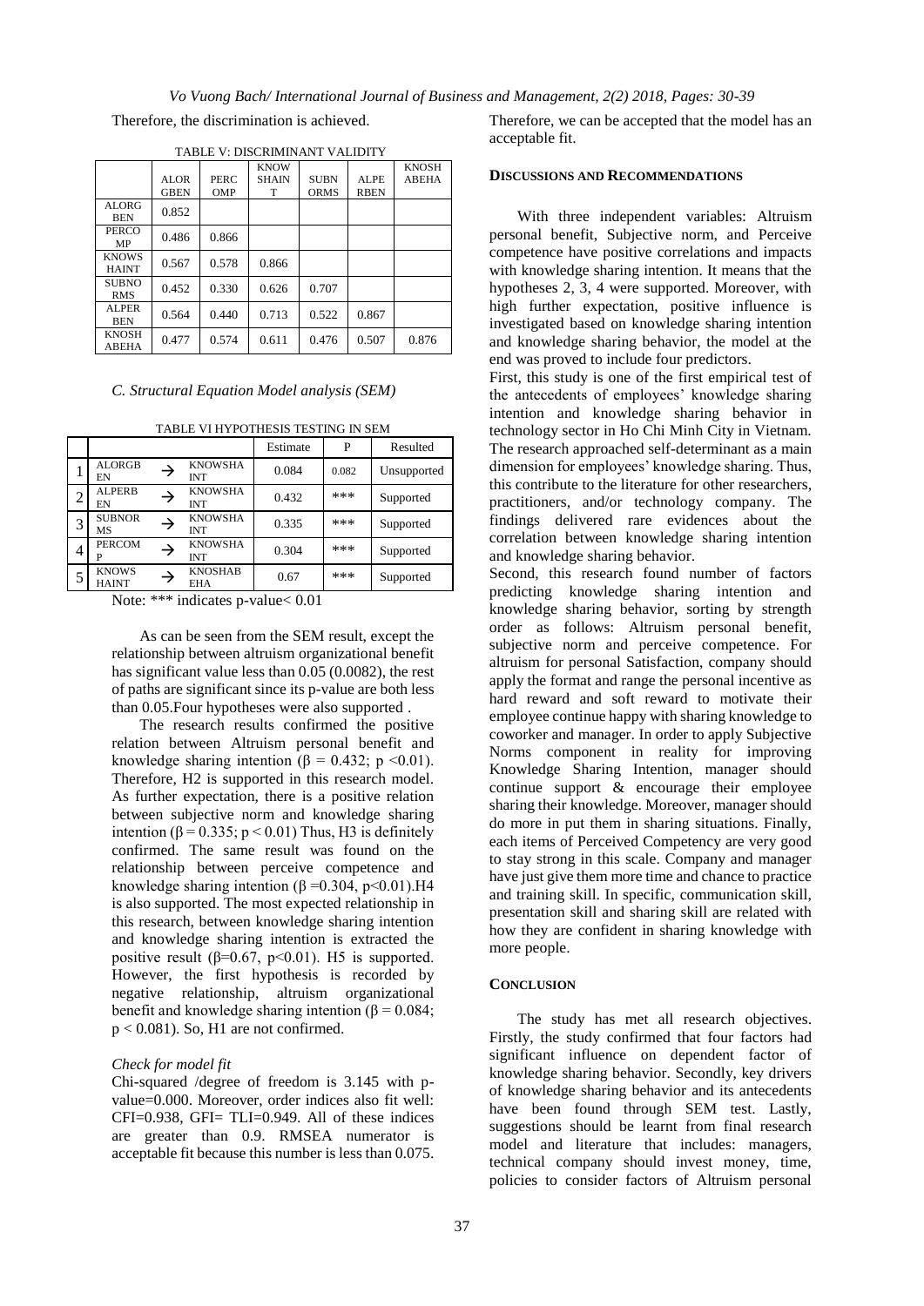Therefore, the discrimination is achieved.

TABLE V: DISCRIMINANT VALIDITY

| | ALORGBEN | PERCOMP | KNOWSHAINT | SUBNORMS | ALPERBEN | KNOSHABEHA |
|---|---|---|---|---|---|---|
| ALORGBEN | 0.852 | | | | | |
| PERCOMP | 0.486 | 0.866 | | | | |
| KNOWSHAINT | 0.567 | 0.578 | 0.866 | | | |
| SUBNORMS | 0.452 | 0.330 | 0.626 | 0.707 | | |
| ALPERBEN | 0.564 | 0.440 | 0.713 | 0.522 | 0.867 | |
| KNOSHABEHA | 0.477 | 0.574 | 0.611 | 0.476 | 0.507 | 0.876 |

*C. Structural Equation Model analysis (SEM)*

TABLE VI HYPOTHESIS TESTING IN SEM

| | | | | Estimate | P | Resulted |
|---|---|---|---|---|---|---|
| 1 | ALORGBEN | → | KNOWSHAINT | 0.084 | 0.082 | Unsupported |
| 2 | ALPERBEN | → | KNOWSHAINT | 0.432 | *** | Supported |
| 3 | SUBNORMS | → | KNOWSHAINT | 0.335 | *** | Supported |
| 4 | PERCOMP | → | KNOWSHAINT | 0.304 | *** | Supported |
| 5 | KNOWSHAINT | → | KNOSHABEHA | 0.67 | *** | Supported |

Note: *** indicates p-value< 0.01

As can be seen from the SEM result, except the relationship between altruism organizational benefit has significant value less than 0.05 (0.0082), the rest of paths are significant since its p-value are both less than 0.05.Four hypotheses were also supported .

The research results confirmed the positive relation between Altruism personal benefit and knowledge sharing intention ($\beta = 0.432$; $p < 0.01$). Therefore, H2 is supported in this research model. As further expectation, there is a positive relation between subjective norm and knowledge sharing intention ($\beta = 0.335$; $p < 0.01$) Thus, H3 is definitely confirmed. The same result was found on the relationship between perceive competence and knowledge sharing intention ($\beta = 0.304$, $p<0.01$).H4 is also supported. The most expected relationship in this research, between knowledge sharing intention and knowledge sharing intention is extracted the positive result ($\beta=0.67$, $p<0.01$). H5 is supported. However, the first hypothesis is recorded by negative relationship, altruism organizational benefit and knowledge sharing intention ($\beta = 0.084$; $p < 0.081$). So, H1 are not confirmed.

*Check for model fit*

Chi-squared /degree of freedom is 3.145 with p-value=0.000. Moreover, order indices also fit well: CFI=0.938, GFI= TLI=0.949. All of these indices are greater than 0.9. RMSEA numerator is acceptable fit because this number is less than 0.075. Therefore, we can be accepted that the model has an acceptable fit.

### DISCUSSIONS AND RECOMMENDATIONS

With three independent variables: Altruism personal benefit, Subjective norm, and Perceive competence have positive correlations and impacts with knowledge sharing intention. It means that the hypotheses 2, 3, 4 were supported. Moreover, with high further expectation, positive influence is investigated based on knowledge sharing intention and knowledge sharing behavior, the model at the end was proved to include four predictors.

First, this study is one of the first empirical test of the antecedents of employees' knowledge sharing intention and knowledge sharing behavior in technology sector in Ho Chi Minh City in Vietnam. The research approached self-determinant as a main dimension for employees' knowledge sharing. Thus, this contribute to the literature for other researchers, practitioners, and/or technology company. The findings delivered rare evidences about the correlation between knowledge sharing intention and knowledge sharing behavior.

Second, this research found number of factors predicting knowledge sharing intention and knowledge sharing behavior, sorting by strength order as follows: Altruism personal benefit, subjective norm and perceive competence. For altruism for personal Satisfaction, company should apply the format and range the personal incentive as hard reward and soft reward to motivate their employee continue happy with sharing knowledge to coworker and manager. In order to apply Subjective Norms component in reality for improving Knowledge Sharing Intention, manager should continue support & encourage their employee sharing their knowledge. Moreover, manager should do more in put them in sharing situations. Finally, each items of Perceived Competency are very good to stay strong in this scale. Company and manager have just give them more time and chance to practice and training skill. In specific, communication skill, presentation skill and sharing skill are related with how they are confident in sharing knowledge with more people.

### CONCLUSION

The study has met all research objectives. Firstly, the study confirmed that four factors had significant influence on dependent factor of knowledge sharing behavior. Secondly, key drivers of knowledge sharing behavior and its antecedents have been found through SEM test. Lastly, suggestions should be learnt from final research model and literature that includes: managers, technical company should invest money, time, policies to consider factors of Altruism personal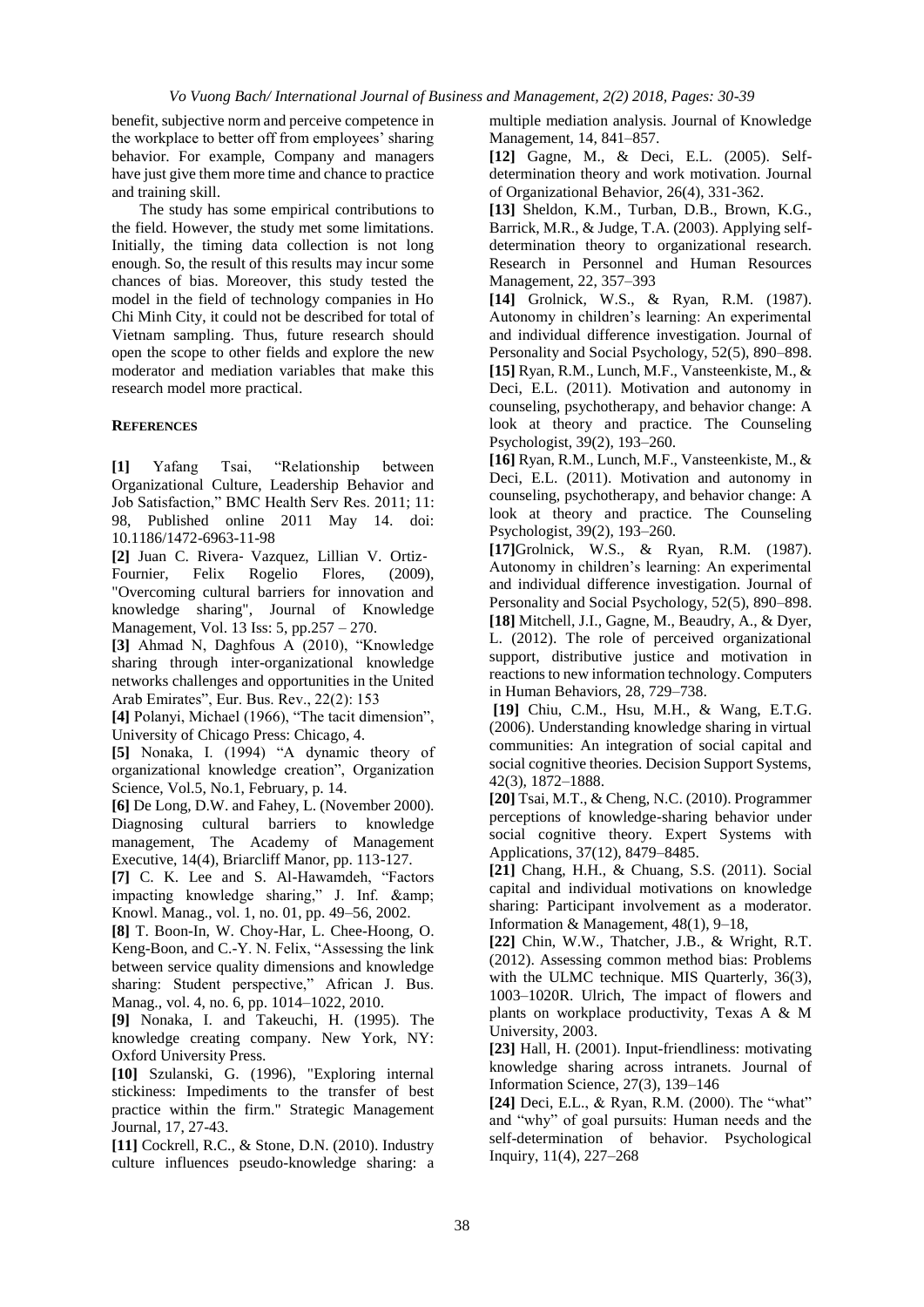benefit, subjective norm and perceive competence in the workplace to better off from employees' sharing behavior. For example, Company and managers have just give them more time and chance to practice and training skill.

The study has some empirical contributions to the field. However, the study met some limitations. Initially, the timing data collection is not long enough. So, the result of this results may incur some chances of bias. Moreover, this study tested the model in the field of technology companies in Ho Chi Minh City, it could not be described for total of Vietnam sampling. Thus, future research should open the scope to other fields and explore the new moderator and mediation variables that make this research model more practical.

## REFERENCES

**[1]** Yafang Tsai, "Relationship between Organizational Culture, Leadership Behavior and Job Satisfaction," BMC Health Serv Res. 2011; 11: 98, Published online 2011 May 14. doi: 10.1186/1472-6963-11-98

**[2]** Juan C. Rivera- Vazquez, Lillian V. Ortiz-Fournier, Felix Rogelio Flores, (2009), "Overcoming cultural barriers for innovation and knowledge sharing", Journal of Knowledge Management, Vol. 13 Iss: 5, pp.257 – 270.

**[3]** Ahmad N, Daghfous A (2010), "Knowledge sharing through inter-organizational knowledge networks challenges and opportunities in the United Arab Emirates", Eur. Bus. Rev., 22(2): 153

**[4]** Polanyi, Michael (1966), "The tacit dimension", University of Chicago Press: Chicago, 4.

**[5]** Nonaka, I. (1994) "A dynamic theory of organizational knowledge creation", Organization Science, Vol.5, No.1, February, p. 14.

**[6]** De Long, D.W. and Fahey, L. (November 2000). Diagnosing cultural barriers to knowledge management, The Academy of Management Executive, 14(4), Briarcliff Manor, pp. 113-127.

**[7]** C. K. Lee and S. Al-Hawamdeh, "Factors impacting knowledge sharing," J. Inf. &amp; Knowl. Manag., vol. 1, no. 01, pp. 49–56, 2002.

**[8]** T. Boon-In, W. Choy-Har, L. Chee-Hoong, O. Keng-Boon, and C.-Y. N. Felix, "Assessing the link between service quality dimensions and knowledge sharing: Student perspective," African J. Bus. Manag., vol. 4, no. 6, pp. 1014–1022, 2010.

**[9]** Nonaka, I. and Takeuchi, H. (1995). The knowledge creating company. New York, NY: Oxford University Press.

**[10]** Szulanski, G. (1996), "Exploring internal stickiness: Impediments to the transfer of best practice within the firm." Strategic Management Journal, 17, 27-43.

**[11]** Cockrell, R.C., & Stone, D.N. (2010). Industry culture influences pseudo-knowledge sharing: a multiple mediation analysis. Journal of Knowledge Management, 14, 841–857.

**[12]** Gagne, M., & Deci, E.L. (2005). Self-determination theory and work motivation. Journal of Organizational Behavior, 26(4), 331-362.

**[13]** Sheldon, K.M., Turban, D.B., Brown, K.G., Barrick, M.R., & Judge, T.A. (2003). Applying self-determination theory to organizational research. Research in Personnel and Human Resources Management, 22, 357–393

**[14]** Grolnick, W.S., & Ryan, R.M. (1987). Autonomy in children's learning: An experimental and individual difference investigation. Journal of Personality and Social Psychology, 52(5), 890–898.

**[15]** Ryan, R.M., Lunch, M.F., Vansteenkiste, M., & Deci, E.L. (2011). Motivation and autonomy in counseling, psychotherapy, and behavior change: A look at theory and practice. The Counseling Psychologist, 39(2), 193–260.

**[16]** Ryan, R.M., Lunch, M.F., Vansteenkiste, M., & Deci, E.L. (2011). Motivation and autonomy in counseling, psychotherapy, and behavior change: A look at theory and practice. The Counseling Psychologist, 39(2), 193–260.

**[17]**Grolnick, W.S., & Ryan, R.M. (1987). Autonomy in children's learning: An experimental and individual difference investigation. Journal of Personality and Social Psychology, 52(5), 890–898.

**[18]** Mitchell, J.I., Gagne, M., Beaudry, A., & Dyer, L. (2012). The role of perceived organizational support, distributive justice and motivation in reactions to new information technology. Computers in Human Behaviors, 28, 729–738.

**[19]** Chiu, C.M., Hsu, M.H., & Wang, E.T.G. (2006). Understanding knowledge sharing in virtual communities: An integration of social capital and social cognitive theories. Decision Support Systems, 42(3), 1872–1888.

**[20]** Tsai, M.T., & Cheng, N.C. (2010). Programmer perceptions of knowledge-sharing behavior under social cognitive theory. Expert Systems with Applications, 37(12), 8479–8485.

**[21]** Chang, H.H., & Chuang, S.S. (2011). Social capital and individual motivations on knowledge sharing: Participant involvement as a moderator. Information & Management, 48(1), 9–18,

**[22]** Chin, W.W., Thatcher, J.B., & Wright, R.T. (2012). Assessing common method bias: Problems with the ULMC technique. MIS Quarterly, 36(3), 1003–1020R. Ulrich, The impact of flowers and plants on workplace productivity, Texas A & M University, 2003.

**[23]** Hall, H. (2001). Input-friendliness: motivating knowledge sharing across intranets. Journal of Information Science, 27(3), 139–146

**[24]** Deci, E.L., & Ryan, R.M. (2000). The "what" and "why" of goal pursuits: Human needs and the self-determination of behavior. Psychological Inquiry, 11(4), 227–268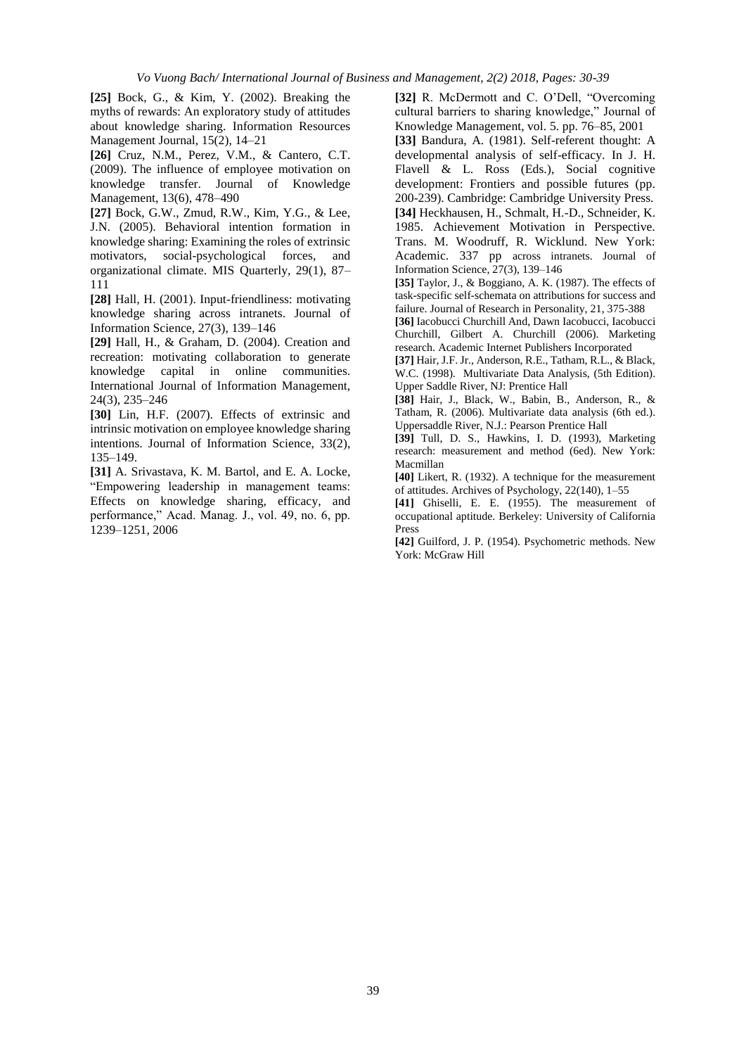**[25]** Bock, G., & Kim, Y. (2002). Breaking the myths of rewards: An exploratory study of attitudes about knowledge sharing. Information Resources Management Journal, 15(2), 14–21

**[26]** Cruz, N.M., Perez, V.M., & Cantero, C.T. (2009). The influence of employee motivation on knowledge transfer. Journal of Knowledge Management, 13(6), 478–490

**[27]** Bock, G.W., Zmud, R.W., Kim, Y.G., & Lee, J.N. (2005). Behavioral intention formation in knowledge sharing: Examining the roles of extrinsic motivators, social-psychological forces, and organizational climate. MIS Quarterly, 29(1), 87–111

**[28]** Hall, H. (2001). Input-friendliness: motivating knowledge sharing across intranets. Journal of Information Science, 27(3), 139–146

**[29]** Hall, H., & Graham, D. (2004). Creation and recreation: motivating collaboration to generate knowledge capital in online communities. International Journal of Information Management, 24(3), 235–246

**[30]** Lin, H.F. (2007). Effects of extrinsic and intrinsic motivation on employee knowledge sharing intentions. Journal of Information Science, 33(2), 135–149.

**[31]** A. Srivastava, K. M. Bartol, and E. A. Locke, "Empowering leadership in management teams: Effects on knowledge sharing, efficacy, and performance," Acad. Manag. J., vol. 49, no. 6, pp. 1239–1251, 2006

**[32]** R. McDermott and C. O'Dell, "Overcoming cultural barriers to sharing knowledge," Journal of Knowledge Management, vol. 5. pp. 76–85, 2001

**[33]** Bandura, A. (1981). Self-referent thought: A developmental analysis of self-efficacy. In J. H. Flavell & L. Ross (Eds.), Social cognitive development: Frontiers and possible futures (pp. 200-239). Cambridge: Cambridge University Press.

**[34]** Heckhausen, H., Schmalt, H.-D., Schneider, K. 1985. Achievement Motivation in Perspective. Trans. M. Woodruff, R. Wicklund. New York: Academic. 337 pp across intranets. Journal of Information Science, 27(3), 139–146

**[35]** Taylor, J., & Boggiano, A. K. (1987). The effects of task-specific self-schemata on attributions for success and failure. Journal of Research in Personality, 21, 375-388

**[36]** Iacobucci Churchill And, Dawn Iacobucci, Iacobucci Churchill, Gilbert A. Churchill (2006). Marketing research. Academic Internet Publishers Incorporated

**[37]** Hair, J.F. Jr., Anderson, R.E., Tatham, R.L., & Black, W.C. (1998). Multivariate Data Analysis, (5th Edition). Upper Saddle River, NJ: Prentice Hall

**[38]** Hair, J., Black, W., Babin, B., Anderson, R., & Tatham, R. (2006). Multivariate data analysis (6th ed.). Uppersaddle River, N.J.: Pearson Prentice Hall

**[39]** Tull, D. S., Hawkins, I. D. (1993), Marketing research: measurement and method (6ed). New York: Macmillan

**[40]** Likert, R. (1932). A technique for the measurement of attitudes. Archives of Psychology, 22(140), 1–55

**[41]** Ghiselli, E. E. (1955). The measurement of occupational aptitude. Berkeley: University of California Press

**[42]** Guilford, J. P. (1954). Psychometric methods. New York: McGraw Hill